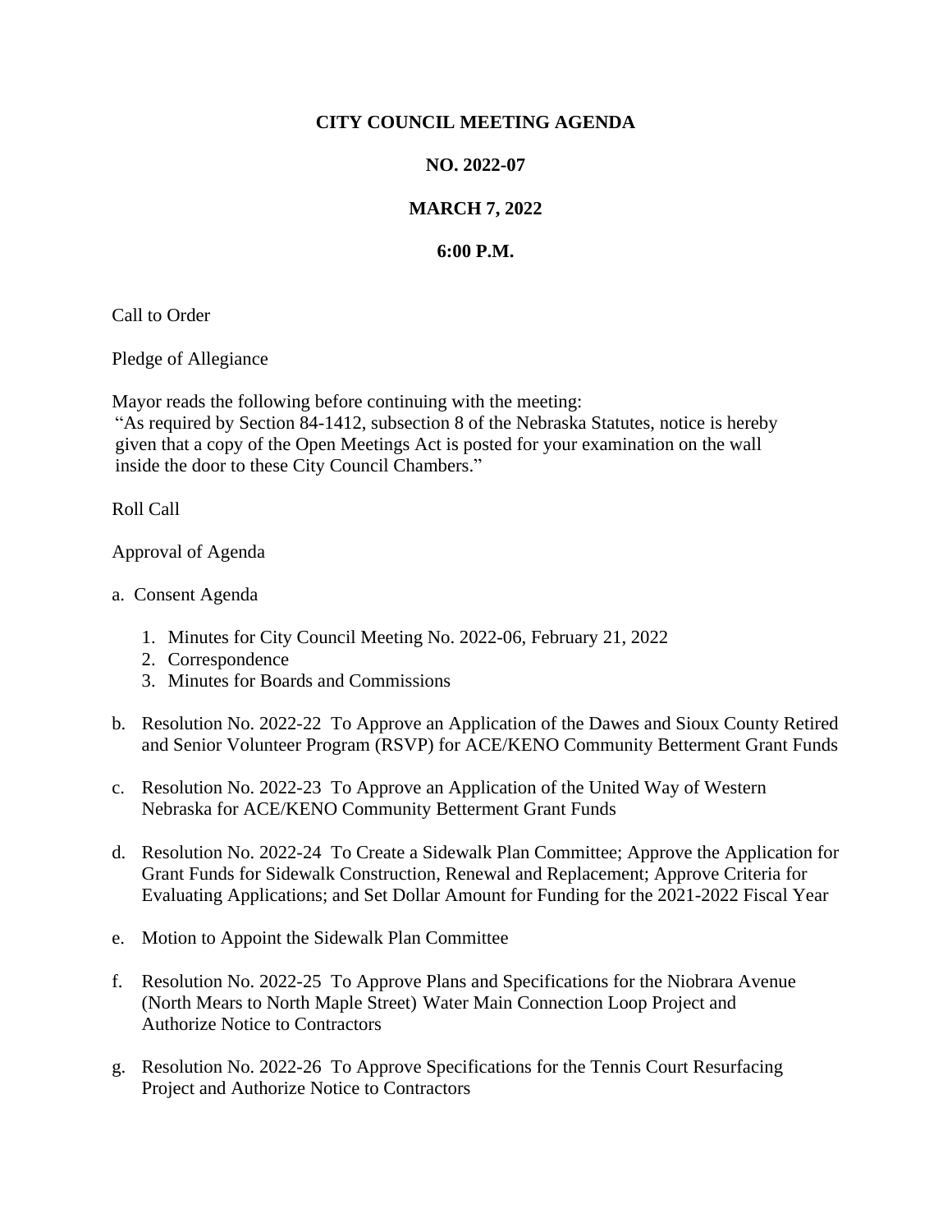# CITY COUNCIL MEETING AGENDA

## NO. 2022-07

## MARCH 7, 2022

## 6:00 P.M.

Call to Order

Pledge of Allegiance

Mayor reads the following before continuing with the meeting:
"As required by Section 84-1412, subsection 8 of the Nebraska Statutes, notice is hereby given that a copy of the Open Meetings Act is posted for your examination on the wall inside the door to these City Council Chambers."

Roll Call

Approval of Agenda

a. Consent Agenda

   1. Minutes for City Council Meeting No. 2022-06, February 21, 2022
   2. Correspondence
   3. Minutes for Boards and Commissions

b. Resolution No. 2022-22 To Approve an Application of the Dawes and Sioux County Retired and Senior Volunteer Program (RSVP) for ACE/KENO Community Betterment Grant Funds

c. Resolution No. 2022-23 To Approve an Application of the United Way of Western Nebraska for ACE/KENO Community Betterment Grant Funds

d. Resolution No. 2022-24 To Create a Sidewalk Plan Committee; Approve the Application for Grant Funds for Sidewalk Construction, Renewal and Replacement; Approve Criteria for Evaluating Applications; and Set Dollar Amount for Funding for the 2021-2022 Fiscal Year

e. Motion to Appoint the Sidewalk Plan Committee

f. Resolution No. 2022-25 To Approve Plans and Specifications for the Niobrara Avenue (North Mears to North Maple Street) Water Main Connection Loop Project and Authorize Notice to Contractors

g. Resolution No. 2022-26 To Approve Specifications for the Tennis Court Resurfacing Project and Authorize Notice to Contractors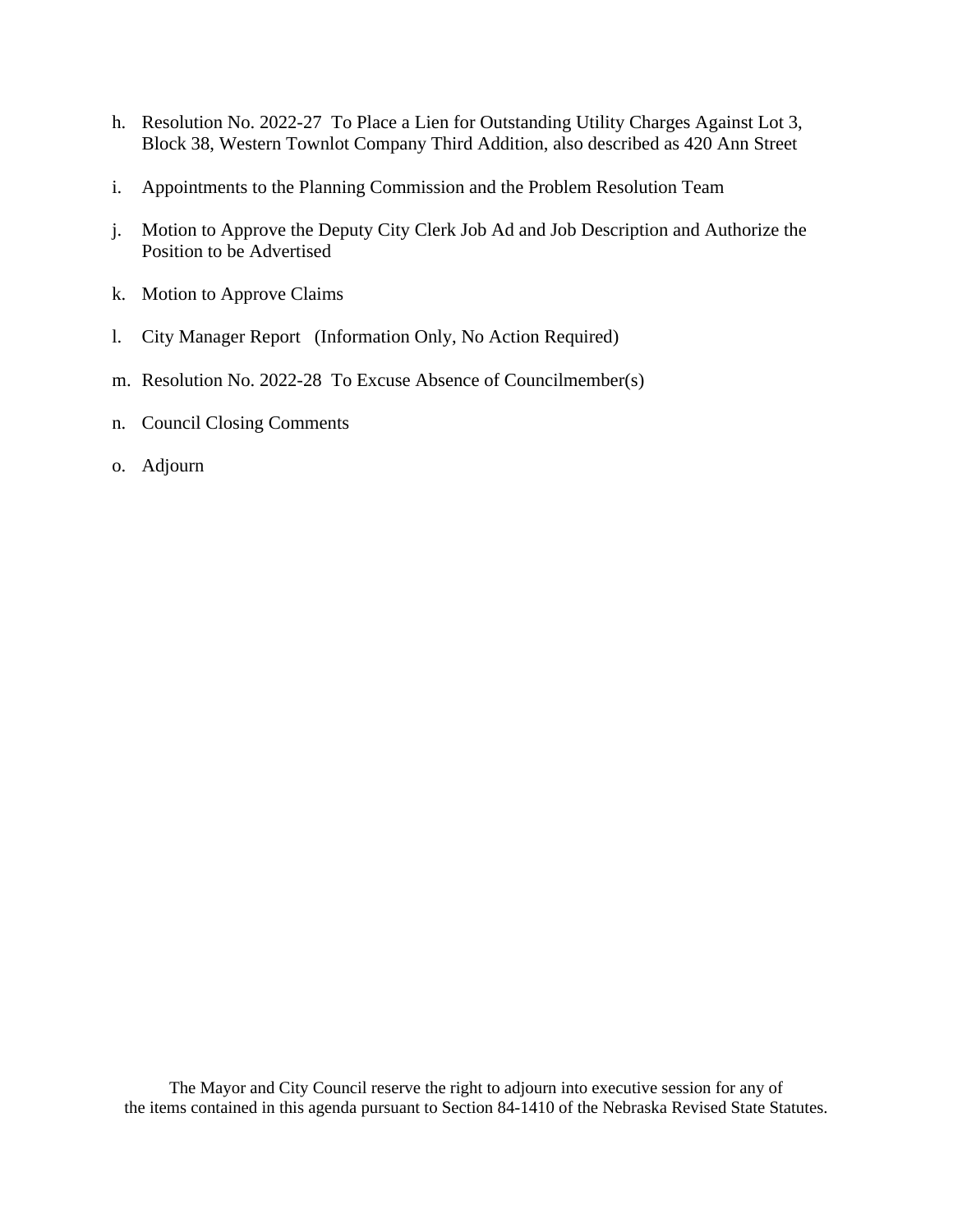h. Resolution No. 2022-27 To Place a Lien for Outstanding Utility Charges Against Lot 3, Block 38, Western Townlot Company Third Addition, also described as 420 Ann Street

i. Appointments to the Planning Commission and the Problem Resolution Team

j. Motion to Approve the Deputy City Clerk Job Ad and Job Description and Authorize the Position to be Advertised

k. Motion to Approve Claims

l. City Manager Report (Information Only, No Action Required)

m. Resolution No. 2022-28 To Excuse Absence of Councilmember(s)

n. Council Closing Comments

o. Adjourn

The Mayor and City Council reserve the right to adjourn into executive session for any of the items contained in this agenda pursuant to Section 84-1410 of the Nebraska Revised State Statutes.